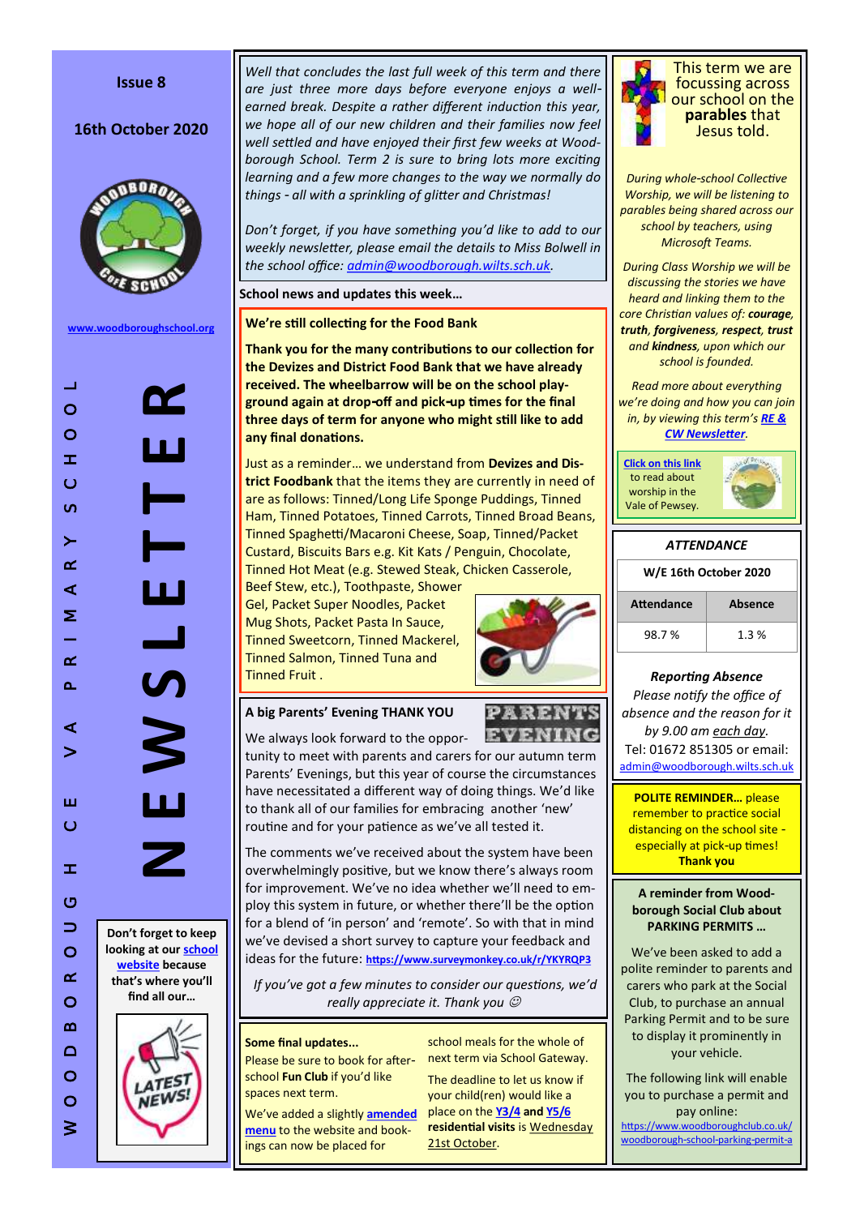**Issue 8**

**16th October 2020**

[www.woodboroughschool.org](www.woodboroughschool.org)

# NEWSLETTER

**WOODBOROUGH CE VA PRIMARY SCHOOL**

**Don't forget to keep looking at our school website because that's where you'll find all our…**

*Well that concludes the last full week of this term and there are just three more days before everyone enjoys a well-earned break. Despite a rather different induction this year, we hope all of our new children and their families now feel well settled and have enjoyed their first few weeks at Woodborough School. Term 2 is sure to bring lots more exciting learning and a few more changes to the way we normally do things - all with a sprinkling of glitter and Christmas!*

*Don't forget, if you have something you'd like to add to our weekly newsletter, please email the details to Miss Bolwell in the school office: admin@woodborough.wilts.sch.uk.*

**School news and updates this week…**

## We're still collecting for the Food Bank

**Thank you for the many contributions to our collection for the Devizes and District Food Bank that we have already received. The wheelbarrow will be on the school playground again at drop-off and pick-up times for the final three days of term for anyone who might still like to add any final donations.**

Just as a reminder… we understand from **Devizes and District Foodbank** that the items they are currently in need of are as follows: Tinned/Long Life Sponge Puddings, Tinned Ham, Tinned Potatoes, Tinned Carrots, Tinned Broad Beans, Tinned Spaghetti/Macaroni Cheese, Soap, Tinned/Packet Custard, Biscuits Bars e.g. Kit Kats / Penguin, Chocolate, Tinned Hot Meat (e.g. Stewed Steak, Chicken Casserole, Beef Stew, etc.), Toothpaste, Shower Gel, Packet Super Noodles, Packet Mug Shots, Packet Pasta In Sauce, Tinned Sweetcorn, Tinned Mackerel, Tinned Salmon, Tinned Tuna and Tinned Fruit .

## A big Parents' Evening THANK YOU

We always look forward to the opportunity to meet with parents and carers for our autumn term Parents' Evenings, but this year of course the circumstances have necessitated a different way of doing things. We'd like to thank all of our families for embracing another 'new' routine and for your patience as we've all tested it.

The comments we've received about the system have been overwhelmingly positive, but we know there's always room for improvement. We've no idea whether we'll need to employ this system in future, or whether there'll be the option for a blend of 'in person' and 'remote'. So with that in mind we've devised a short survey to capture your feedback and ideas for the future: **https://www.surveymonkey.co.uk/r/YKYRQP3**

*If you've got a few minutes to consider our questions, we'd really appreciate it. Thank you ☺*

## Some final updates...

Please be sure to book for after-school **Fun Club** if you'd like spaces next term.

We've added a slightly **amended menu** to the website and bookings can now be placed for school meals for the whole of next term via School Gateway.

The deadline to let us know if your child(ren) would like a place on the **Y3/4** and **Y5/6** **residential visits** is Wednesday 21st October.

## This term we are focussing across our school on the **parables** that Jesus told.

*During whole-school Collective Worship, we will be listening to parables being shared across our school by teachers, using Microsoft Teams.*

*During Class Worship we will be discussing the stories we have heard and linking them to the core Christian values of: **courage**, **truth**, **forgiveness**, **respect**, **trust** and **kindness**, upon which our school is founded.*

*Read more about everything we're doing and how you can join in, by viewing this term's **RE & CW Newsletter**.*

**Click on this link** to read about worship in the Vale of Pewsey.

## ATTENDANCE

| W/E 16th October 2020 | |
|---|---|
| **Attendance** | **Absence** |
| 98.7 % | 1.3 % |

***Reporting Absence***

*Please notify the office of absence and the reason for it by 9.00 am each day.*

Tel: 01672 851305 or email: admin@woodborough.wilts.sch.uk

**POLITE REMINDER…** please remember to practice social distancing on the school site - especially at pick-up times! **Thank you**

## A reminder from Woodborough Social Club about PARKING PERMITS …

We've been asked to add a polite reminder to parents and carers who park at the Social Club, to purchase an annual Parking Permit and to be sure to display it prominently in your vehicle.

The following link will enable you to purchase a permit and pay online: https://www.woodboroughclub.co.uk/woodborough-school-parking-permit-a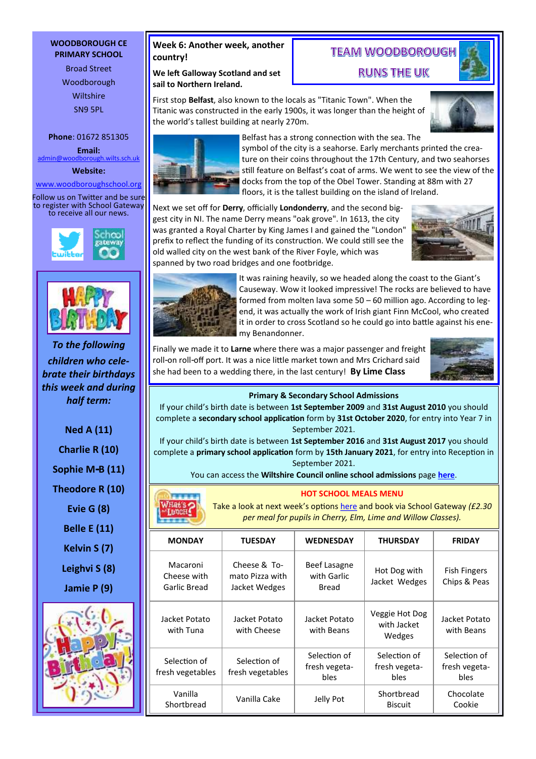**WOODBOROUGH CE PRIMARY SCHOOL**

Broad Street
Woodborough
Wiltshire
SN9 5PL

**Phone**: 01672 851305

**Email:**
admin@woodborough.wilts.sch.uk

**Website:**
www.woodboroughschool.org

Follow us on Twitter and be sure to register with School Gateway to receive all our news.

***To the following children who celebrate their birthdays this week and during half term:***

**Ned A (11)**
**Charlie R (10)**
**Sophie M-B (11)**
**Theodore R (10)**
**Evie G (8)**
**Belle E (11)**
**Kelvin S (7)**
**Leighvi S (8)**
**Jamie P (9)**

## TEAM WOODBOROUGH RUNS THE UK

**Week 6: Another week, another country!**

**We left Galloway Scotland and set sail to Northern Ireland.**

First stop **Belfast**, also known to the locals as "Titanic Town". When the Titanic was constructed in the early 1900s, it was longer than the height of the world's tallest building at nearly 270m.

Belfast has a strong connection with the sea. The symbol of the city is a seahorse. Early merchants printed the creature on their coins throughout the 17th Century, and two seahorses still feature on Belfast's coat of arms. We went to see the view of the docks from the top of the Obel Tower. Standing at 88m with 27 floors, it is the tallest building on the island of Ireland.

Next we set off for **Derry**, officially **Londonderry**, and the second biggest city in NI. The name Derry means "oak grove". In 1613, the city was granted a Royal Charter by King James I and gained the "London" prefix to reflect the funding of its construction. We could still see the old walled city on the west bank of the River Foyle, which was spanned by two road bridges and one footbridge.

It was raining heavily, so we headed along the coast to the Giant's Causeway. Wow it looked impressive! The rocks are believed to have formed from molten lava some 50 – 60 million ago. According to legend, it was actually the work of Irish giant Finn McCool, who created it in order to cross Scotland so he could go into battle against his enemy Benandonner.

Finally we made it to **Larne** where there was a major passenger and freight roll-on roll-off port. It was a nice little market town and Mrs Crichard said she had been to a wedding there, in the last century! **By Lime Class**

**Primary & Secondary School Admissions**

If your child's birth date is between **1st September 2009** and **31st August 2010** you should complete a **secondary school application** form by **31st October 2020**, for entry into Year 7 in September 2021.

If your child's birth date is between **1st September 2016** and **31st August 2017** you should complete a **primary school application** form by **15th January 2021**, for entry into Reception in September 2021.

You can access the **Wiltshire Council online school admissions** page **here**.

**HOT SCHOOL MEALS MENU**

Take a look at next week's options here and book via School Gateway *(£2.30 per meal for pupils in Cherry, Elm, Lime and Willow Classes).*

| MONDAY | TUESDAY | WEDNESDAY | THURSDAY | FRIDAY |
|---|---|---|---|---|
| Macaroni Cheese with Garlic Bread | Cheese & Tomato Pizza with Jacket Wedges | Beef Lasagne with Garlic Bread | Hot Dog with Jacket Wedges | Fish Fingers Chips & Peas |
| Jacket Potato with Tuna | Jacket Potato with Cheese | Jacket Potato with Beans | Veggie Hot Dog with Jacket Wedges | Jacket Potato with Beans |
| Selection of fresh vegetables | Selection of fresh vegetables | Selection of fresh vegetables | Selection of fresh vegetables | Selection of fresh vegetables |
| Vanilla Shortbread | Vanilla Cake | Jelly Pot | Shortbread Biscuit | Chocolate Cookie |